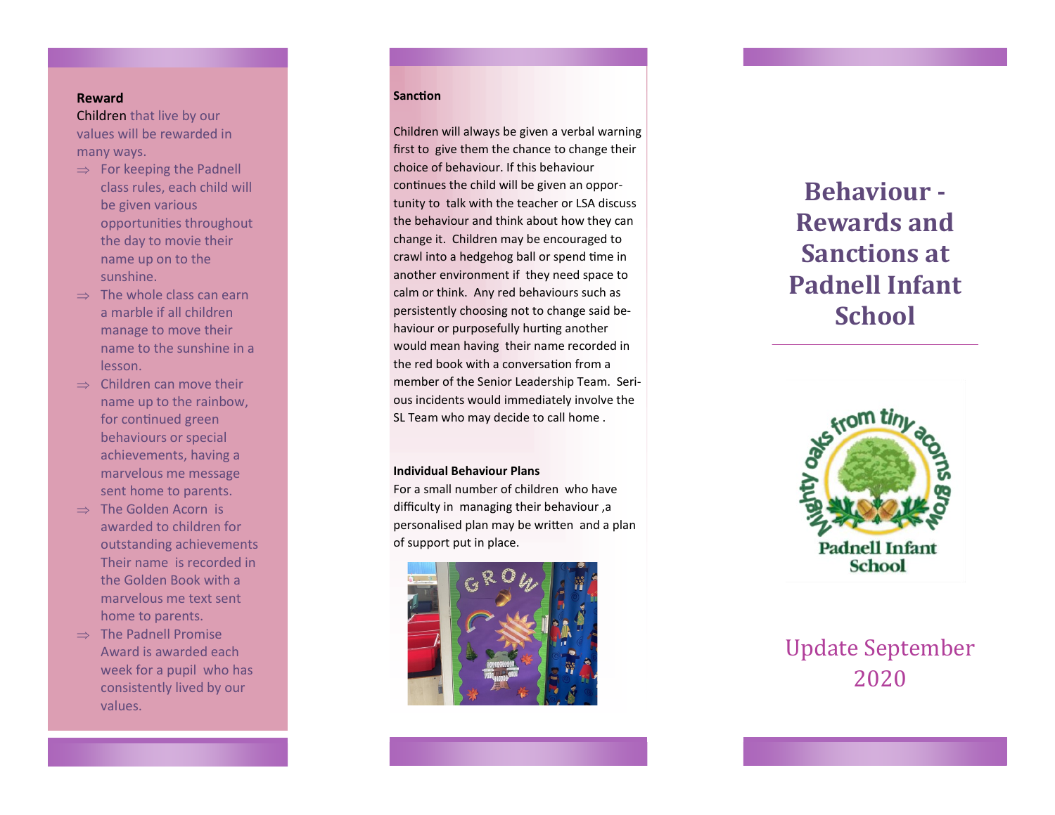## Reward

Children that live by our values will be rewarded in many ways.

- For keeping the Padnell class rules, each child will be given various opportunities throughout the day to movie their name up on to the sunshine.
- The whole class can earn a marble if all children manage to move their name to the sunshine in a lesson.
- Children can move their name up to the rainbow, for continued green behaviours or special achievements, having a marvelous me message sent home to parents.
- The Golden Acorn is awarded to children for outstanding achievements Their name is recorded in the Golden Book with a marvelous me text sent home to parents.
- The Padnell Promise Award is awarded each week for a pupil who has consistently lived by our values.

## Sanction

Children will always be given a verbal warning first to give them the chance to change their choice of behaviour. If this behaviour continues the child will be given an opportunity to talk with the teacher or LSA discuss the behaviour and think about how they can change it. Children may be encouraged to crawl into a hedgehog ball or spend time in another environment if they need space to calm or think. Any red behaviours such as persistently choosing not to change said behaviour or purposefully hurting another would mean having their name recorded in the red book with a conversation from a member of the Senior Leadership Team. Serious incidents would immediately involve the SL Team who may decide to call home .

## Individual Behaviour Plans

For a small number of children who have difficulty in managing their behaviour ,a personalised plan may be written and a plan of support put in place.

# Behaviour - Rewards and Sanctions at Padnell Infant School

Mighty oaks from tiny acorns grow

Padnell Infant School

Update September 2020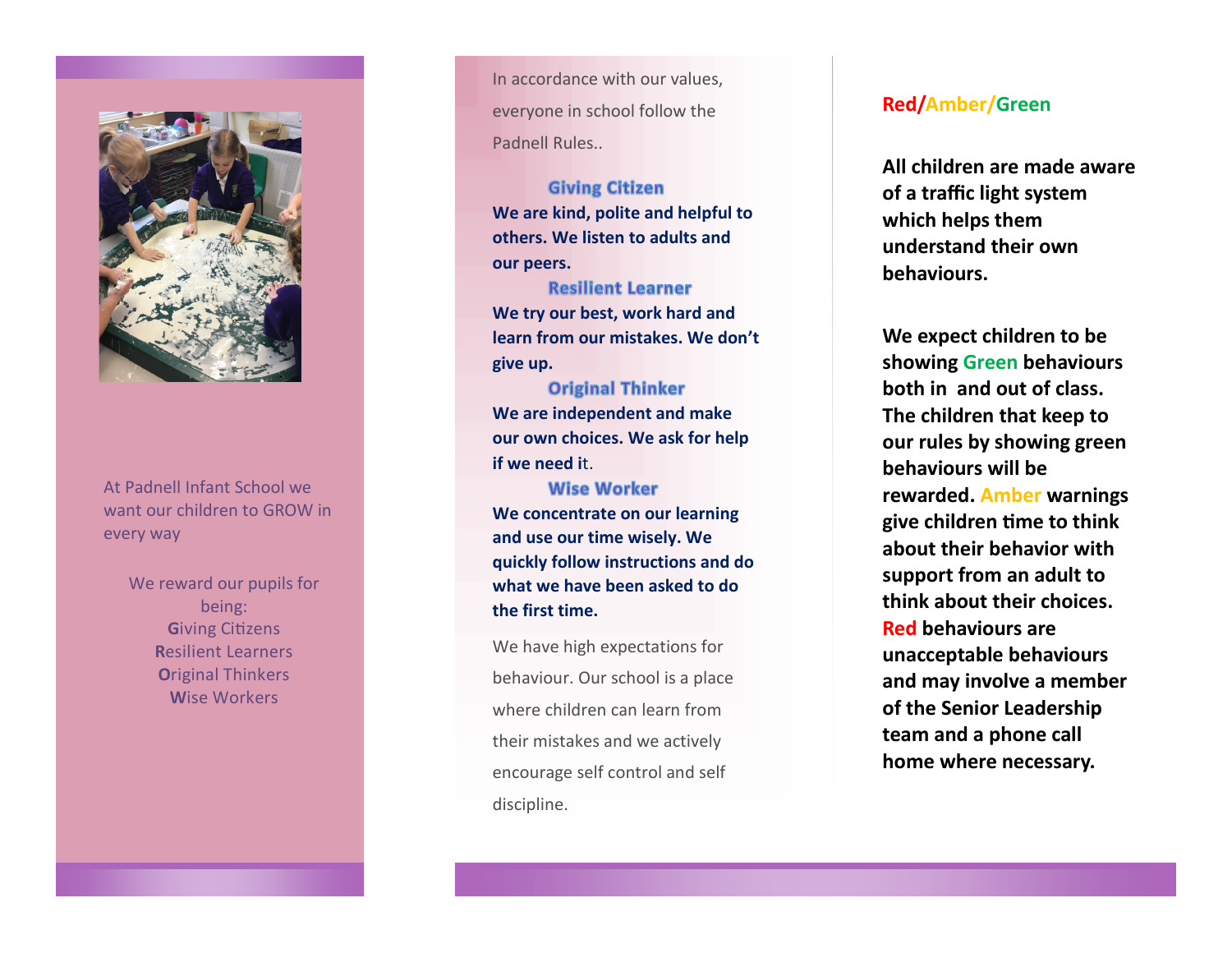At Padnell Infant School we want our children to GROW in every way

We reward our pupils for being:
**G**iving Citizens
**R**esilient Learners
**O**riginal Thinkers
**W**ise Workers

In accordance with our values, everyone in school follow the Padnell Rules..

### Giving Citizen

**We are kind, polite and helpful to others. We listen to adults and our peers.**

### Resilient Learner

**We try our best, work hard and learn from our mistakes. We don't give up.**

### Original Thinker

**We are independent and make our own choices. We ask for help if we need** it.

### Wise Worker

**We concentrate on our learning and use our time wisely. We quickly follow instructions and do what we have been asked to do the first time.**

We have high expectations for behaviour. Our school is a place where children can learn from their mistakes and we actively encourage self control and self discipline.

## Red/Amber/Green

**All children are made aware of a traffic light system which helps them understand their own behaviours.**

**We expect children to be showing Green behaviours both in and out of class. The children that keep to our rules by showing green behaviours will be rewarded. Amber warnings give children time to think about their behavior with support from an adult to think about their choices. Red behaviours are unacceptable behaviours and may involve a member of the Senior Leadership team and a phone call home where necessary.**